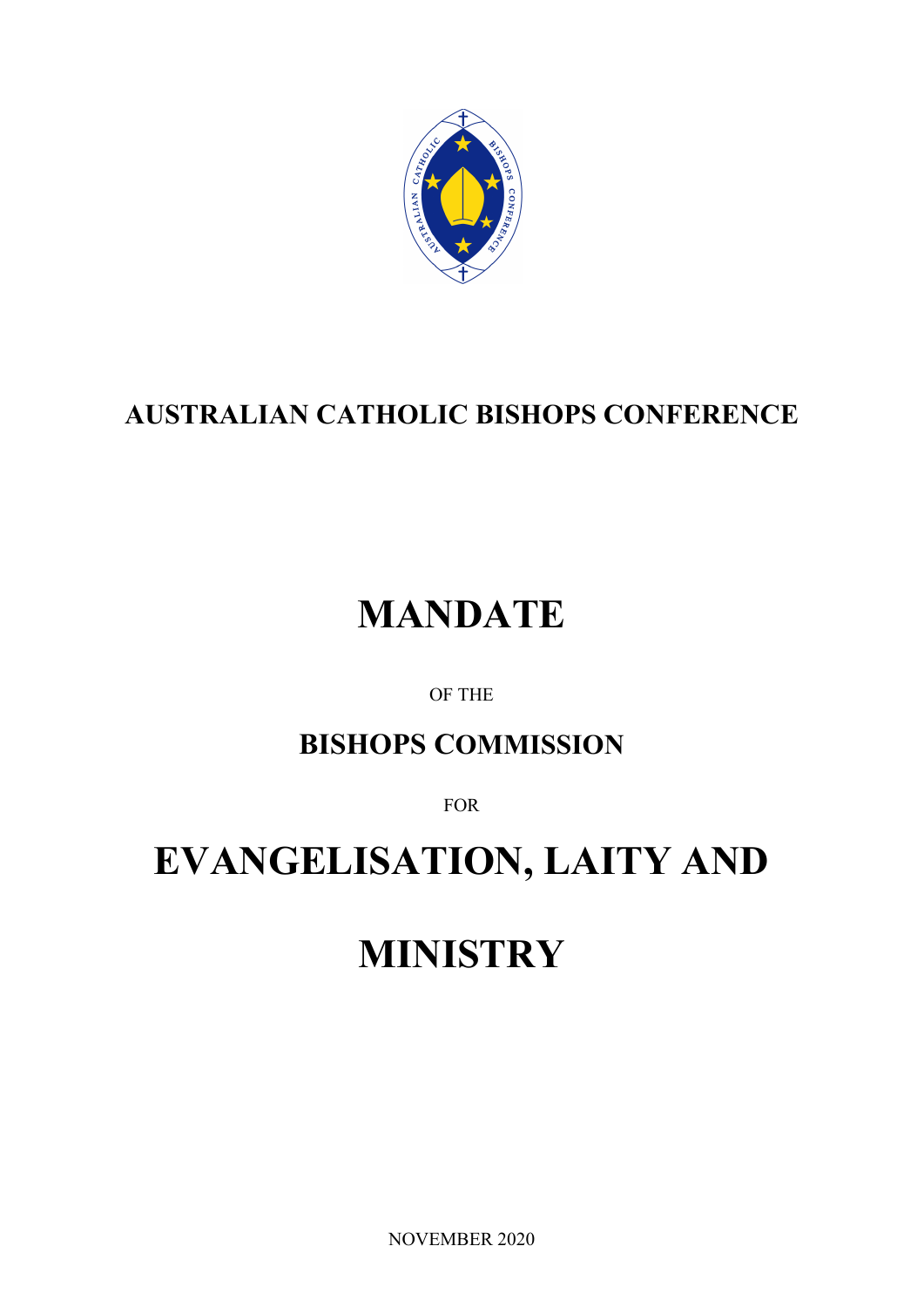**AUSTRALIAN CATHOLIC BISHOPS CONFERENCE**

# MANDATE

OF THE

## BISHOPS COMMISSION

FOR

# EVANGELISATION, LAITY AND MINISTRY

NOVEMBER 2020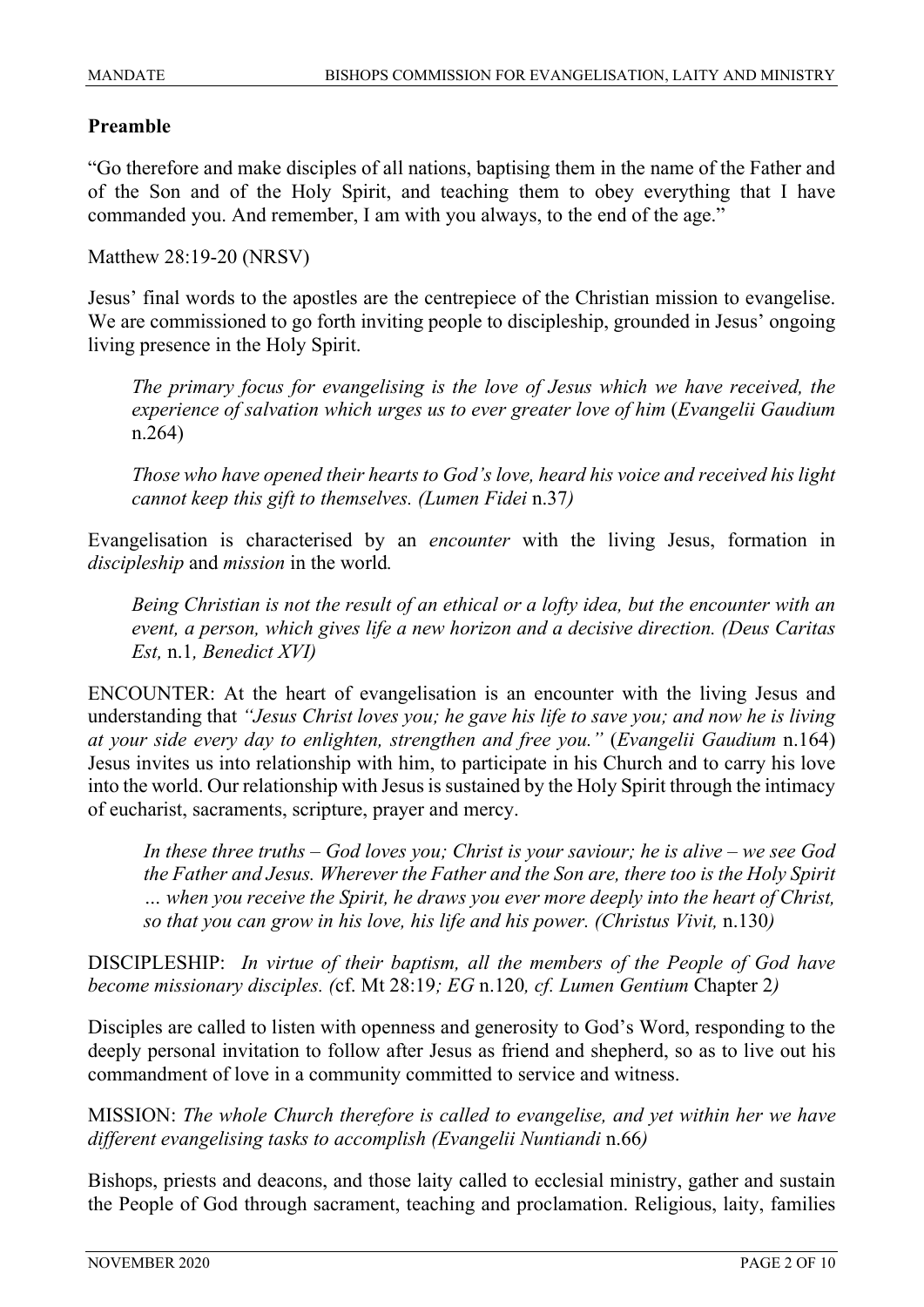## Preamble

"Go therefore and make disciples of all nations, baptising them in the name of the Father and of the Son and of the Holy Spirit, and teaching them to obey everything that I have commanded you. And remember, I am with you always, to the end of the age."

Matthew 28:19-20 (NRSV)

Jesus' final words to the apostles are the centrepiece of the Christian mission to evangelise. We are commissioned to go forth inviting people to discipleship, grounded in Jesus' ongoing living presence in the Holy Spirit.

> *The primary focus for evangelising is the love of Jesus which we have received, the experience of salvation which urges us to ever greater love of him* (*Evangelii Gaudium* n.264)
>
> *Those who have opened their hearts to God's love, heard his voice and received his light cannot keep this gift to themselves. (Lumen Fidei* n.37*)*

Evangelisation is characterised by an *encounter* with the living Jesus, formation in *discipleship* and *mission* in the world*.*

> *Being Christian is not the result of an ethical or a lofty idea, but the encounter with an event, a person, which gives life a new horizon and a decisive direction. (Deus Caritas Est,* n.1*, Benedict XVI)*

ENCOUNTER: At the heart of evangelisation is an encounter with the living Jesus and understanding that *"Jesus Christ loves you; he gave his life to save you; and now he is living at your side every day to enlighten, strengthen and free you."* (*Evangelii Gaudium* n.164) Jesus invites us into relationship with him, to participate in his Church and to carry his love into the world. Our relationship with Jesus is sustained by the Holy Spirit through the intimacy of eucharist, sacraments, scripture, prayer and mercy.

> *In these three truths – God loves you; Christ is your saviour; he is alive – we see God the Father and Jesus. Wherever the Father and the Son are, there too is the Holy Spirit … when you receive the Spirit, he draws you ever more deeply into the heart of Christ, so that you can grow in his love, his life and his power. (Christus Vivit,* n.130*)*

DISCIPLESHIP: *In virtue of their baptism, all the members of the People of God have become missionary disciples. (*cf. Mt 28:19*; EG* n.120*, cf. Lumen Gentium* Chapter 2*)*

Disciples are called to listen with openness and generosity to God's Word, responding to the deeply personal invitation to follow after Jesus as friend and shepherd, so as to live out his commandment of love in a community committed to service and witness.

MISSION: *The whole Church therefore is called to evangelise, and yet within her we have different evangelising tasks to accomplish (Evangelii Nuntiandi* n.66*)*

Bishops, priests and deacons, and those laity called to ecclesial ministry, gather and sustain the People of God through sacrament, teaching and proclamation. Religious, laity, families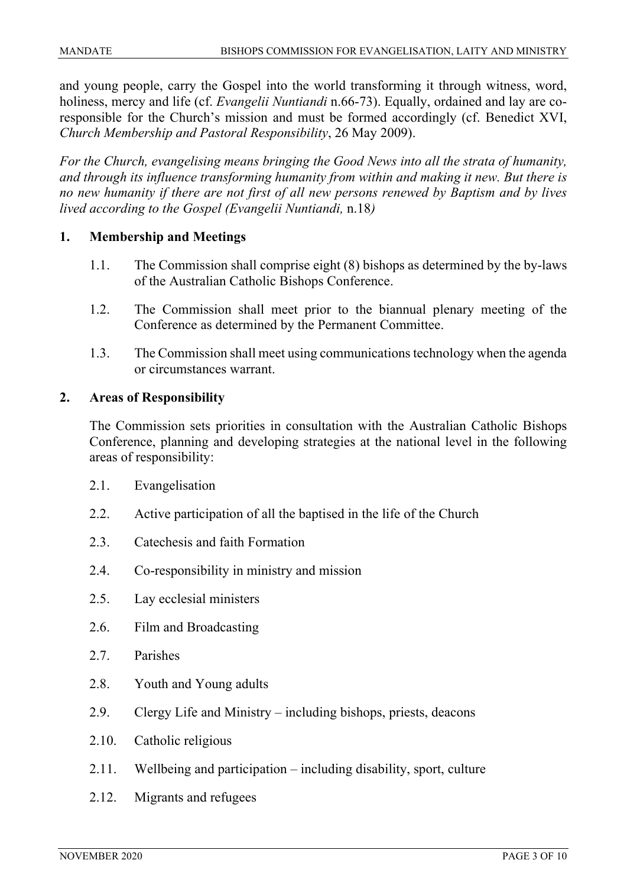and young people, carry the Gospel into the world transforming it through witness, word, holiness, mercy and life (cf. *Evangelii Nuntiandi* n.66-73). Equally, ordained and lay are co-responsible for the Church's mission and must be formed accordingly (cf. Benedict XVI, *Church Membership and Pastoral Responsibility*, 26 May 2009).

*For the Church, evangelising means bringing the Good News into all the strata of humanity, and through its influence transforming humanity from within and making it new. But there is no new humanity if there are not first of all new persons renewed by Baptism and by lives lived according to the Gospel (Evangelii Nuntiandi,* n.18*)*

## 1. Membership and Meetings

1.1. The Commission shall comprise eight (8) bishops as determined by the by-laws of the Australian Catholic Bishops Conference.

1.2. The Commission shall meet prior to the biannual plenary meeting of the Conference as determined by the Permanent Committee.

1.3. The Commission shall meet using communications technology when the agenda or circumstances warrant.

## 2. Areas of Responsibility

The Commission sets priorities in consultation with the Australian Catholic Bishops Conference, planning and developing strategies at the national level in the following areas of responsibility:

2.1. Evangelisation

2.2. Active participation of all the baptised in the life of the Church

2.3. Catechesis and faith Formation

2.4. Co-responsibility in ministry and mission

2.5. Lay ecclesial ministers

2.6. Film and Broadcasting

2.7. Parishes

2.8. Youth and Young adults

2.9. Clergy Life and Ministry – including bishops, priests, deacons

2.10. Catholic religious

2.11. Wellbeing and participation – including disability, sport, culture

2.12. Migrants and refugees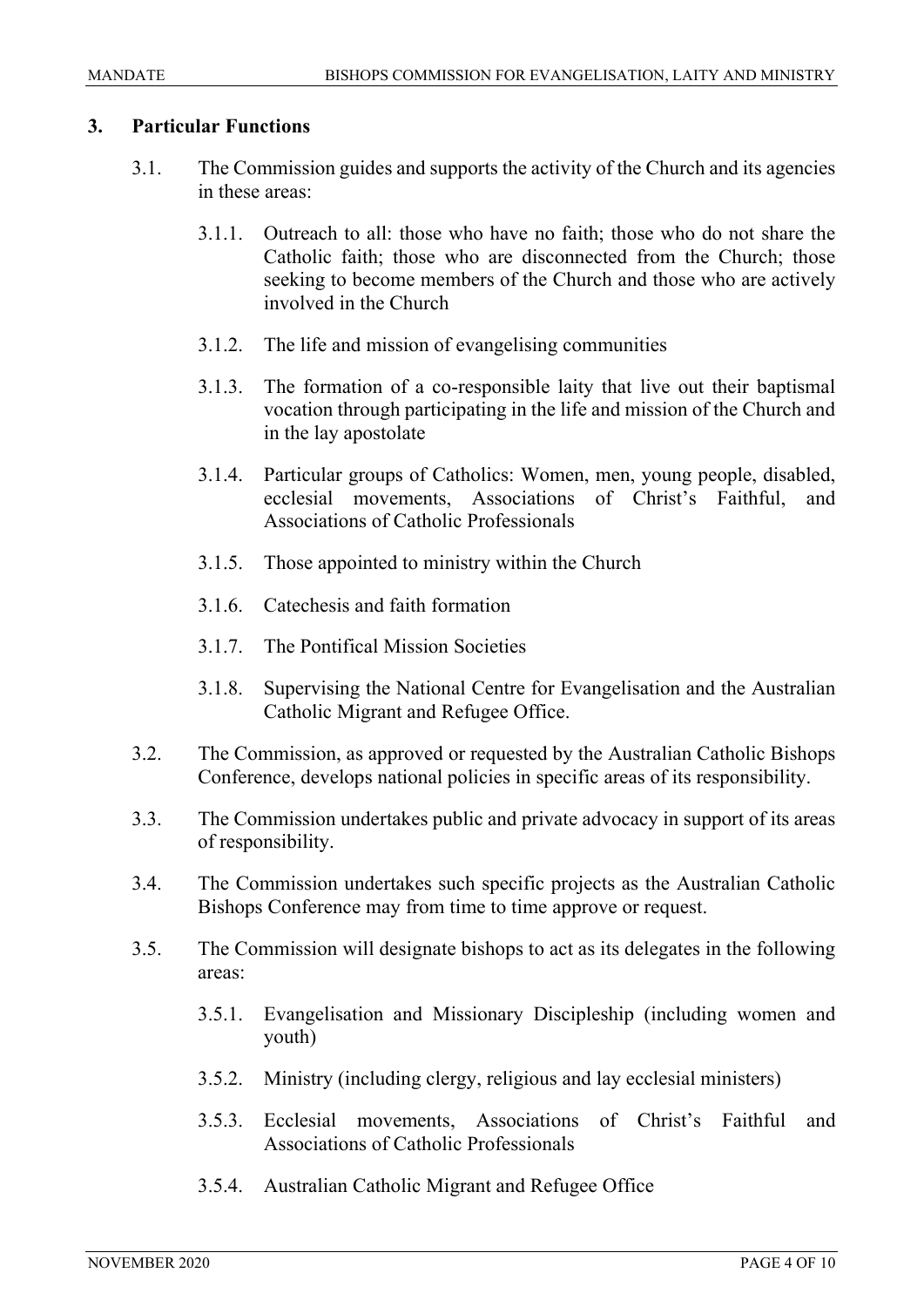## 3. Particular Functions

3.1. The Commission guides and supports the activity of the Church and its agencies in these areas:

- 3.1.1. Outreach to all: those who have no faith; those who do not share the Catholic faith; those who are disconnected from the Church; those seeking to become members of the Church and those who are actively involved in the Church
- 3.1.2. The life and mission of evangelising communities
- 3.1.3. The formation of a co-responsible laity that live out their baptismal vocation through participating in the life and mission of the Church and in the lay apostolate
- 3.1.4. Particular groups of Catholics: Women, men, young people, disabled, ecclesial movements, Associations of Christ's Faithful, and Associations of Catholic Professionals
- 3.1.5. Those appointed to ministry within the Church
- 3.1.6. Catechesis and faith formation
- 3.1.7. The Pontifical Mission Societies
- 3.1.8. Supervising the National Centre for Evangelisation and the Australian Catholic Migrant and Refugee Office.

3.2. The Commission, as approved or requested by the Australian Catholic Bishops Conference, develops national policies in specific areas of its responsibility.

3.3. The Commission undertakes public and private advocacy in support of its areas of responsibility.

3.4. The Commission undertakes such specific projects as the Australian Catholic Bishops Conference may from time to time approve or request.

3.5. The Commission will designate bishops to act as its delegates in the following areas:

- 3.5.1. Evangelisation and Missionary Discipleship (including women and youth)
- 3.5.2. Ministry (including clergy, religious and lay ecclesial ministers)
- 3.5.3. Ecclesial movements, Associations of Christ's Faithful and Associations of Catholic Professionals
- 3.5.4. Australian Catholic Migrant and Refugee Office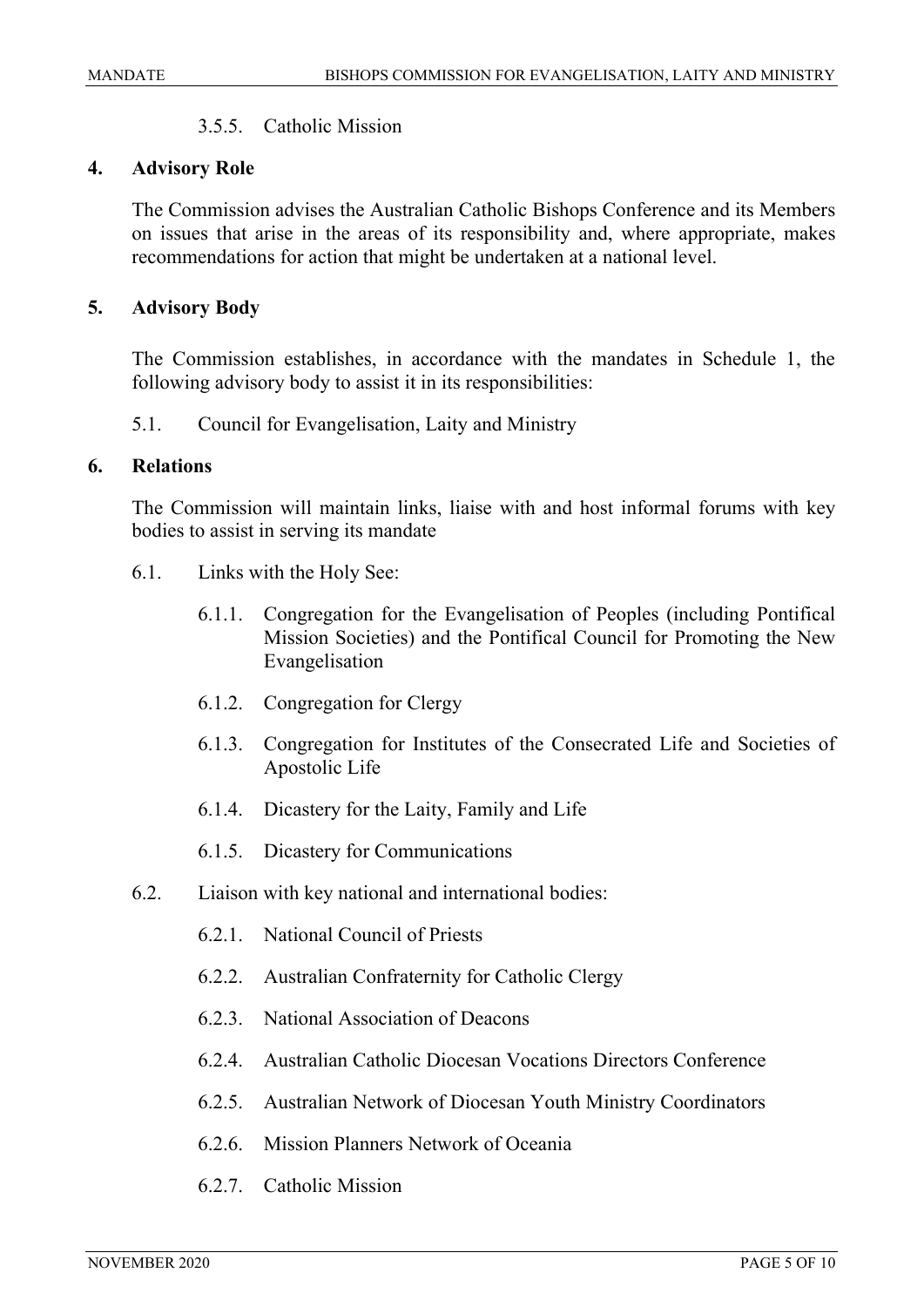3.5.5. Catholic Mission

## 4. Advisory Role

The Commission advises the Australian Catholic Bishops Conference and its Members on issues that arise in the areas of its responsibility and, where appropriate, makes recommendations for action that might be undertaken at a national level.

## 5. Advisory Body

The Commission establishes, in accordance with the mandates in Schedule 1, the following advisory body to assist it in its responsibilities:

5.1. Council for Evangelisation, Laity and Ministry

## 6. Relations

The Commission will maintain links, liaise with and host informal forums with key bodies to assist in serving its mandate

6.1. Links with the Holy See:

- 6.1.1. Congregation for the Evangelisation of Peoples (including Pontifical Mission Societies) and the Pontifical Council for Promoting the New Evangelisation
- 6.1.2. Congregation for Clergy
- 6.1.3. Congregation for Institutes of the Consecrated Life and Societies of Apostolic Life
- 6.1.4. Dicastery for the Laity, Family and Life
- 6.1.5. Dicastery for Communications

6.2. Liaison with key national and international bodies:

- 6.2.1. National Council of Priests
- 6.2.2. Australian Confraternity for Catholic Clergy
- 6.2.3. National Association of Deacons
- 6.2.4. Australian Catholic Diocesan Vocations Directors Conference
- 6.2.5. Australian Network of Diocesan Youth Ministry Coordinators
- 6.2.6. Mission Planners Network of Oceania
- 6.2.7. Catholic Mission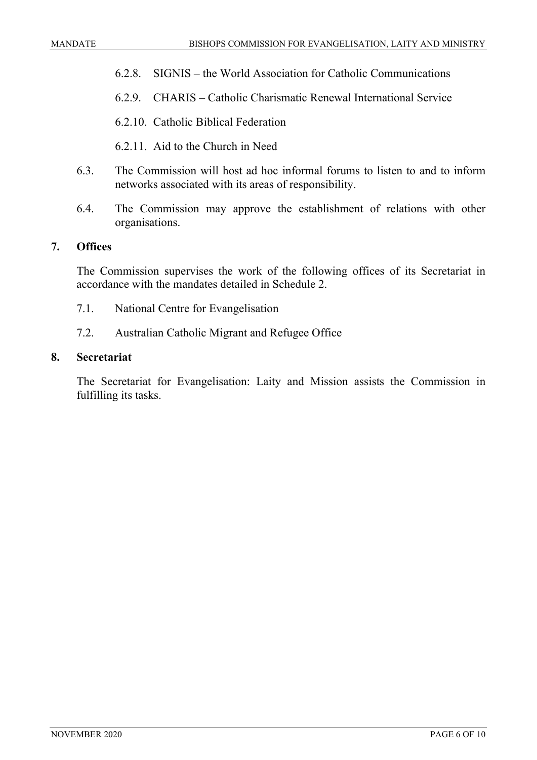6.2.8. SIGNIS – the World Association for Catholic Communications

6.2.9. CHARIS – Catholic Charismatic Renewal International Service

6.2.10. Catholic Biblical Federation

6.2.11. Aid to the Church in Need

6.3. The Commission will host ad hoc informal forums to listen to and to inform networks associated with its areas of responsibility.

6.4. The Commission may approve the establishment of relations with other organisations.

## 7. Offices

The Commission supervises the work of the following offices of its Secretariat in accordance with the mandates detailed in Schedule 2.

7.1. National Centre for Evangelisation

7.2. Australian Catholic Migrant and Refugee Office

## 8. Secretariat

The Secretariat for Evangelisation: Laity and Mission assists the Commission in fulfilling its tasks.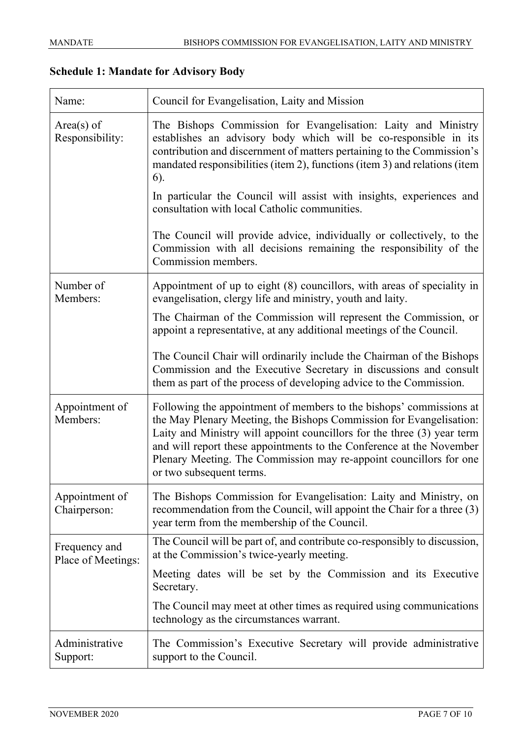**Schedule 1: Mandate for Advisory Body**

| Name: | Council for Evangelisation, Laity and Mission |
|---|---|
| Area(s) of Responsibility: | The Bishops Commission for Evangelisation: Laity and Ministry establishes an advisory body which will be co-responsible in its contribution and discernment of matters pertaining to the Commission's mandated responsibilities (item 2), functions (item 3) and relations (item 6).<br><br>In particular the Council will assist with insights, experiences and consultation with local Catholic communities.<br><br>The Council will provide advice, individually or collectively, to the Commission with all decisions remaining the responsibility of the Commission members. |
| Number of Members: | Appointment of up to eight (8) councillors, with areas of speciality in evangelisation, clergy life and ministry, youth and laity.<br><br>The Chairman of the Commission will represent the Commission, or appoint a representative, at any additional meetings of the Council.<br><br>The Council Chair will ordinarily include the Chairman of the Bishops Commission and the Executive Secretary in discussions and consult them as part of the process of developing advice to the Commission. |
| Appointment of Members: | Following the appointment of members to the bishops' commissions at the May Plenary Meeting, the Bishops Commission for Evangelisation: Laity and Ministry will appoint councillors for the three (3) year term and will report these appointments to the Conference at the November Plenary Meeting. The Commission may re-appoint councillors for one or two subsequent terms. |
| Appointment of Chairperson: | The Bishops Commission for Evangelisation: Laity and Ministry, on recommendation from the Council, will appoint the Chair for a three (3) year term from the membership of the Council. |
| Frequency and Place of Meetings: | The Council will be part of, and contribute co-responsibly to discussion, at the Commission's twice-yearly meeting.<br><br>Meeting dates will be set by the Commission and its Executive Secretary.<br><br>The Council may meet at other times as required using communications technology as the circumstances warrant. |
| Administrative Support: | The Commission's Executive Secretary will provide administrative support to the Council. |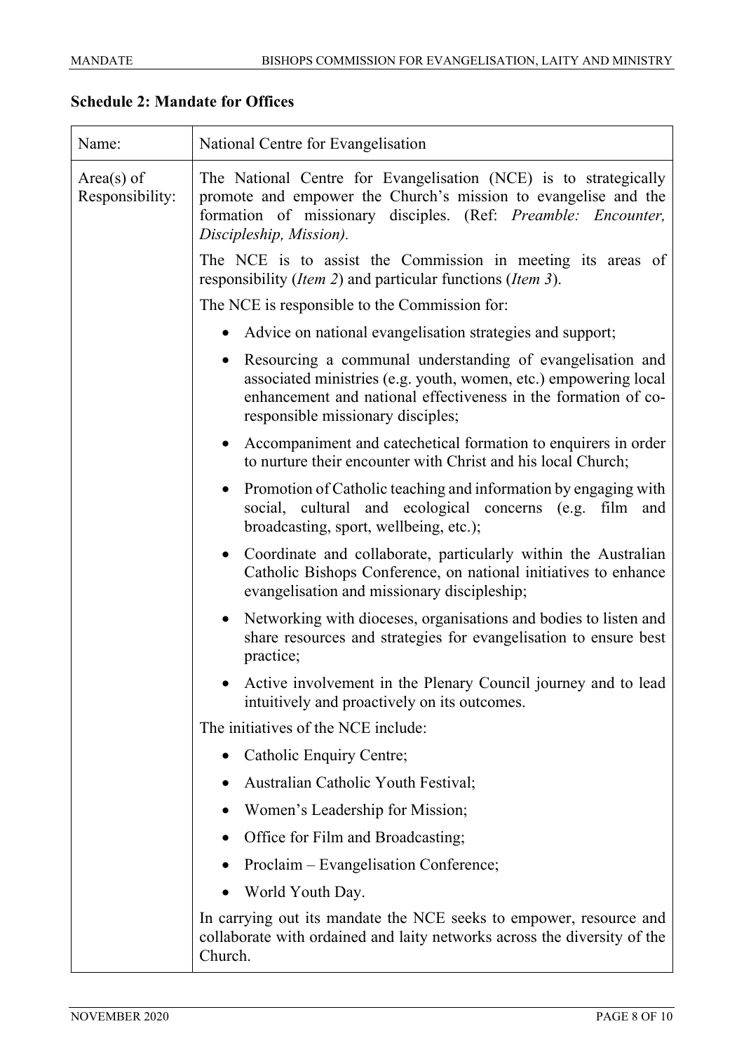## Schedule 2: Mandate for Offices

| Name: | National Centre for Evangelisation |
|---|---|
| Area(s) of Responsibility: | The National Centre for Evangelisation (NCE) is to strategically promote and empower the Church's mission to evangelise and the formation of missionary disciples. (Ref: *Preamble: Encounter, Discipleship, Mission).*<br><br>The NCE is to assist the Commission in meeting its areas of responsibility (*Item 2*) and particular functions (*Item 3*).<br><br>The NCE is responsible to the Commission for:<br>• Advice on national evangelisation strategies and support;<br>• Resourcing a communal understanding of evangelisation and associated ministries (e.g. youth, women, etc.) empowering local enhancement and national effectiveness in the formation of co-responsible missionary disciples;<br>• Accompaniment and catechetical formation to enquirers in order to nurture their encounter with Christ and his local Church;<br>• Promotion of Catholic teaching and information by engaging with social, cultural and ecological concerns (e.g. film and broadcasting, sport, wellbeing, etc.);<br>• Coordinate and collaborate, particularly within the Australian Catholic Bishops Conference, on national initiatives to enhance evangelisation and missionary discipleship;<br>• Networking with dioceses, organisations and bodies to listen and share resources and strategies for evangelisation to ensure best practice;<br>• Active involvement in the Plenary Council journey and to lead intuitively and proactively on its outcomes.<br><br>The initiatives of the NCE include:<br>• Catholic Enquiry Centre;<br>• Australian Catholic Youth Festival;<br>• Women's Leadership for Mission;<br>• Office for Film and Broadcasting;<br>• Proclaim – Evangelisation Conference;<br>• World Youth Day.<br><br>In carrying out its mandate the NCE seeks to empower, resource and collaborate with ordained and laity networks across the diversity of the Church. |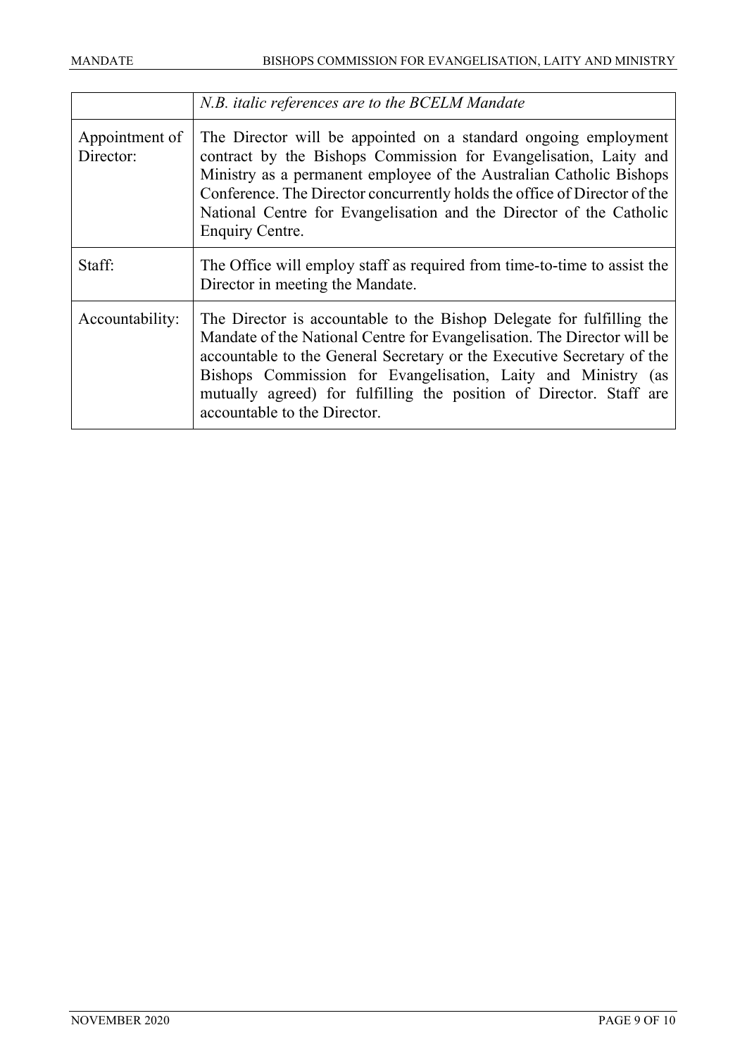| | *N.B. italic references are to the BCELM Mandate* |
|---|---|
| Appointment of Director: | The Director will be appointed on a standard ongoing employment contract by the Bishops Commission for Evangelisation, Laity and Ministry as a permanent employee of the Australian Catholic Bishops Conference. The Director concurrently holds the office of Director of the National Centre for Evangelisation and the Director of the Catholic Enquiry Centre. |
| Staff: | The Office will employ staff as required from time-to-time to assist the Director in meeting the Mandate. |
| Accountability: | The Director is accountable to the Bishop Delegate for fulfilling the Mandate of the National Centre for Evangelisation. The Director will be accountable to the General Secretary or the Executive Secretary of the Bishops Commission for Evangelisation, Laity and Ministry (as mutually agreed) for fulfilling the position of Director. Staff are accountable to the Director. |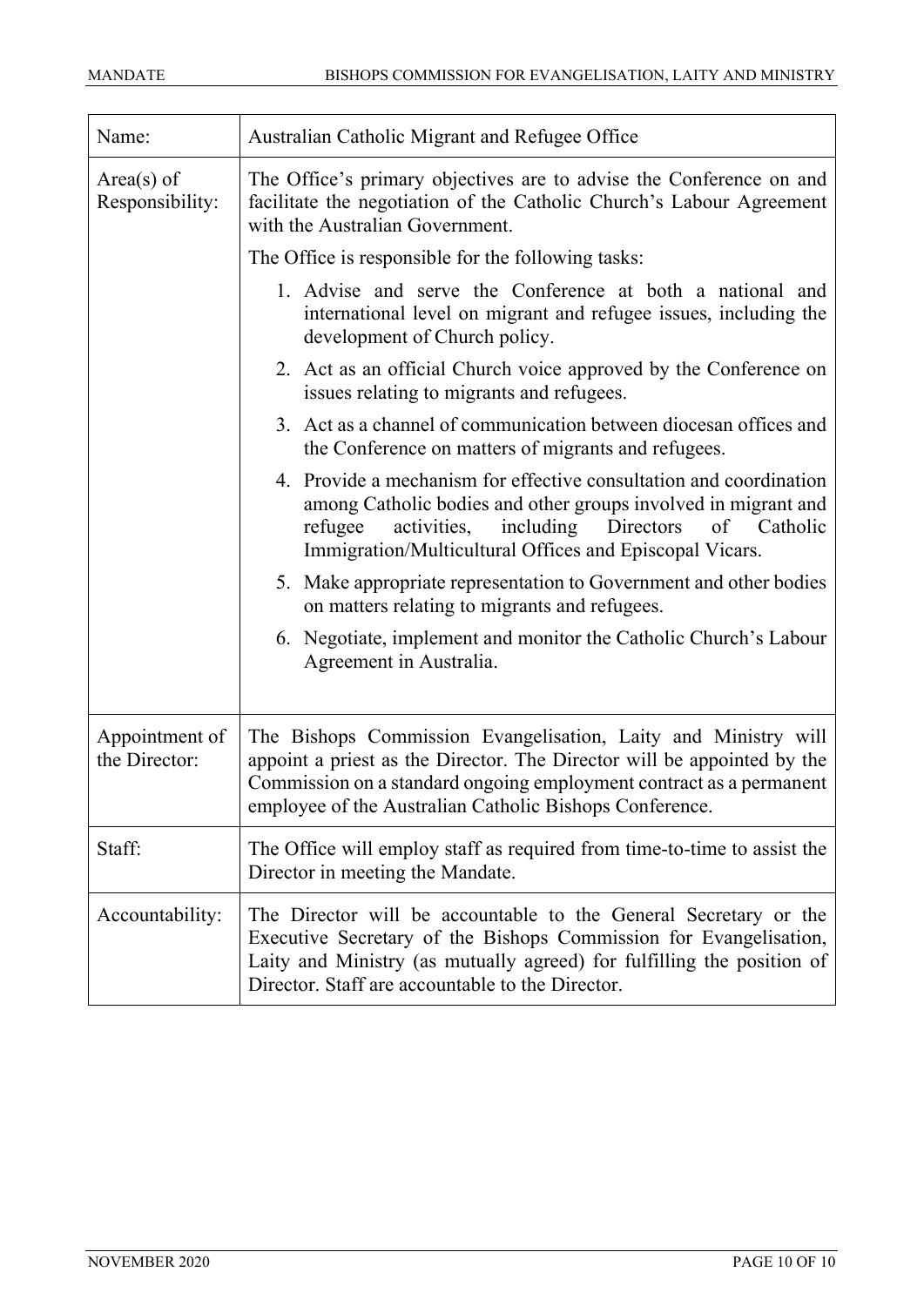| | |
|---|---|
| Name: | Australian Catholic Migrant and Refugee Office |
| Area(s) of Responsibility: | The Office's primary objectives are to advise the Conference on and facilitate the negotiation of the Catholic Church's Labour Agreement with the Australian Government.<br><br>The Office is responsible for the following tasks:<br><br>1. Advise and serve the Conference at both a national and international level on migrant and refugee issues, including the development of Church policy.<br>2. Act as an official Church voice approved by the Conference on issues relating to migrants and refugees.<br>3. Act as a channel of communication between diocesan offices and the Conference on matters of migrants and refugees.<br>4. Provide a mechanism for effective consultation and coordination among Catholic bodies and other groups involved in migrant and refugee activities, including Directors of Catholic Immigration/Multicultural Offices and Episcopal Vicars.<br>5. Make appropriate representation to Government and other bodies on matters relating to migrants and refugees.<br>6. Negotiate, implement and monitor the Catholic Church's Labour Agreement in Australia. |
| Appointment of the Director: | The Bishops Commission Evangelisation, Laity and Ministry will appoint a priest as the Director. The Director will be appointed by the Commission on a standard ongoing employment contract as a permanent employee of the Australian Catholic Bishops Conference. |
| Staff: | The Office will employ staff as required from time-to-time to assist the Director in meeting the Mandate. |
| Accountability: | The Director will be accountable to the General Secretary or the Executive Secretary of the Bishops Commission for Evangelisation, Laity and Ministry (as mutually agreed) for fulfilling the position of Director. Staff are accountable to the Director. |